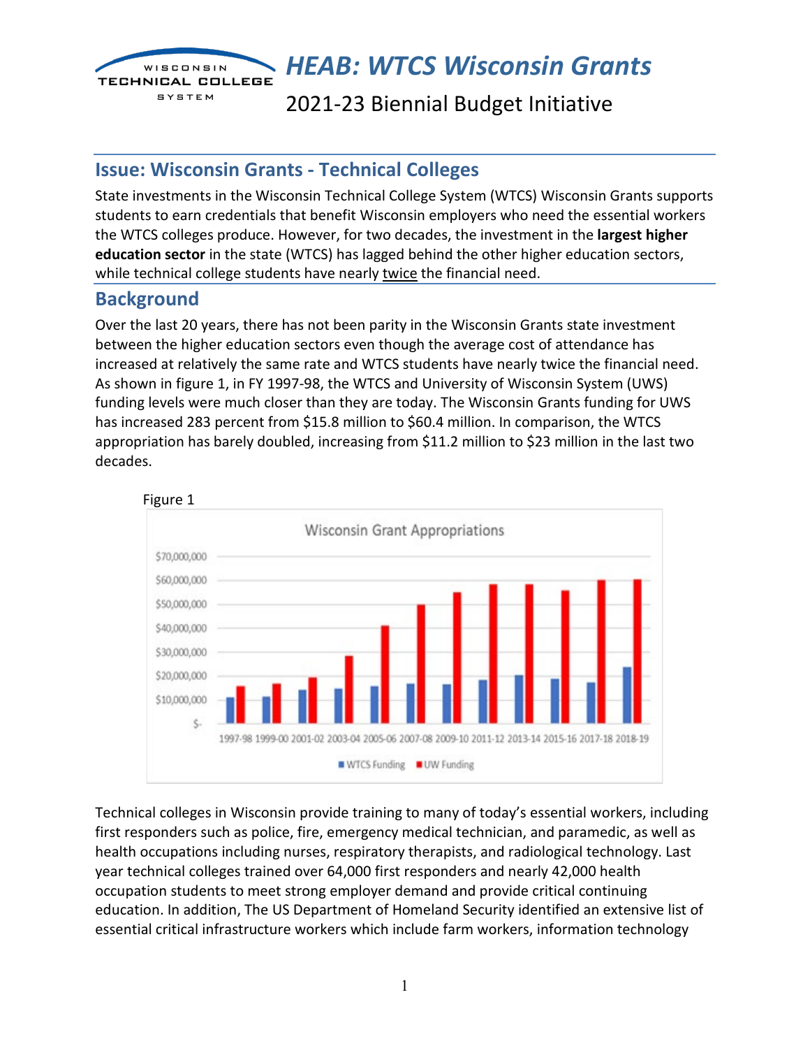# *HEAB: WTCS Wisconsin Grants*

2021-23 Biennial Budget Initiative

## Issue: Wisconsin Grants - Technical Colleges

State investments in the Wisconsin Technical College System (WTCS) Wisconsin Grants supports students to earn credentials that benefit Wisconsin employers who need the essential workers the WTCS colleges produce. However, for two decades, the investment in the **largest higher education sector** in the state (WTCS) has lagged behind the other higher education sectors, while technical college students have nearly twice the financial need.

## Background

Over the last 20 years, there has not been parity in the Wisconsin Grants state investment between the higher education sectors even though the average cost of attendance has increased at relatively the same rate and WTCS students have nearly twice the financial need. As shown in figure 1, in FY 1997-98, the WTCS and University of Wisconsin System (UWS) funding levels were much closer than they are today. The Wisconsin Grants funding for UWS has increased 283 percent from $15.8 million to $60.4 million. In comparison, the WTCS appropriation has barely doubled, increasing from $11.2 million to $23 million in the last two decades.

Figure 1

Technical colleges in Wisconsin provide training to many of today's essential workers, including first responders such as police, fire, emergency medical technician, and paramedic, as well as health occupations including nurses, respiratory therapists, and radiological technology. Last year technical colleges trained over 64,000 first responders and nearly 42,000 health occupation students to meet strong employer demand and provide critical continuing education. In addition, The US Department of Homeland Security identified an extensive list of essential critical infrastructure workers which include farm workers, information technology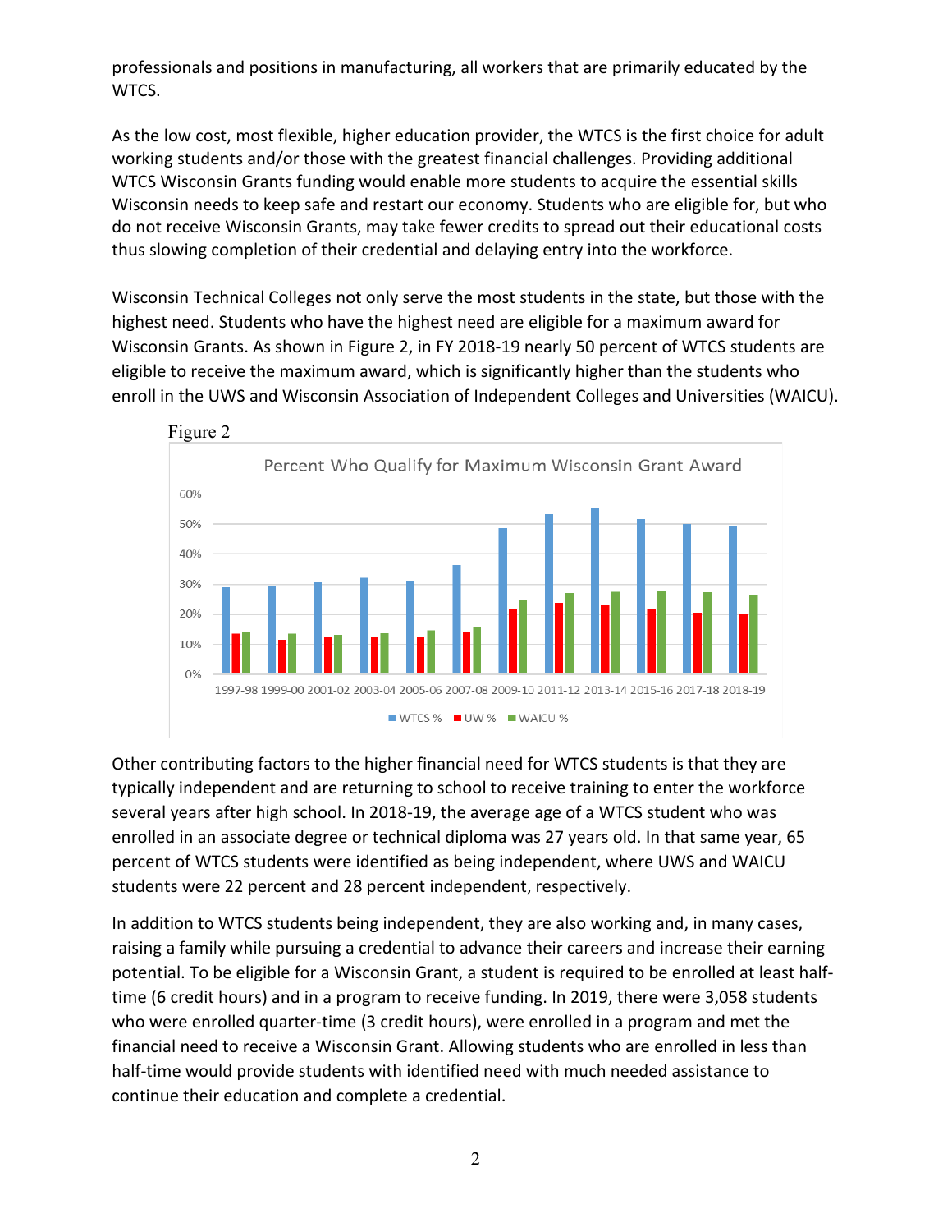professionals and positions in manufacturing, all workers that are primarily educated by the WTCS.

As the low cost, most flexible, higher education provider, the WTCS is the first choice for adult working students and/or those with the greatest financial challenges. Providing additional WTCS Wisconsin Grants funding would enable more students to acquire the essential skills Wisconsin needs to keep safe and restart our economy. Students who are eligible for, but who do not receive Wisconsin Grants, may take fewer credits to spread out their educational costs thus slowing completion of their credential and delaying entry into the workforce.

Wisconsin Technical Colleges not only serve the most students in the state, but those with the highest need. Students who have the highest need are eligible for a maximum award for Wisconsin Grants. As shown in Figure 2, in FY 2018-19 nearly 50 percent of WTCS students are eligible to receive the maximum award, which is significantly higher than the students who enroll in the UWS and Wisconsin Association of Independent Colleges and Universities (WAICU).

Figure 2

Percent Who Qualify for Maximum Wisconsin Grant Award

Other contributing factors to the higher financial need for WTCS students is that they are typically independent and are returning to school to receive training to enter the workforce several years after high school. In 2018-19, the average age of a WTCS student who was enrolled in an associate degree or technical diploma was 27 years old. In that same year, 65 percent of WTCS students were identified as being independent, where UWS and WAICU students were 22 percent and 28 percent independent, respectively.

In addition to WTCS students being independent, they are also working and, in many cases, raising a family while pursuing a credential to advance their careers and increase their earning potential. To be eligible for a Wisconsin Grant, a student is required to be enrolled at least half-time (6 credit hours) and in a program to receive funding. In 2019, there were 3,058 students who were enrolled quarter-time (3 credit hours), were enrolled in a program and met the financial need to receive a Wisconsin Grant. Allowing students who are enrolled in less than half-time would provide students with identified need with much needed assistance to continue their education and complete a credential.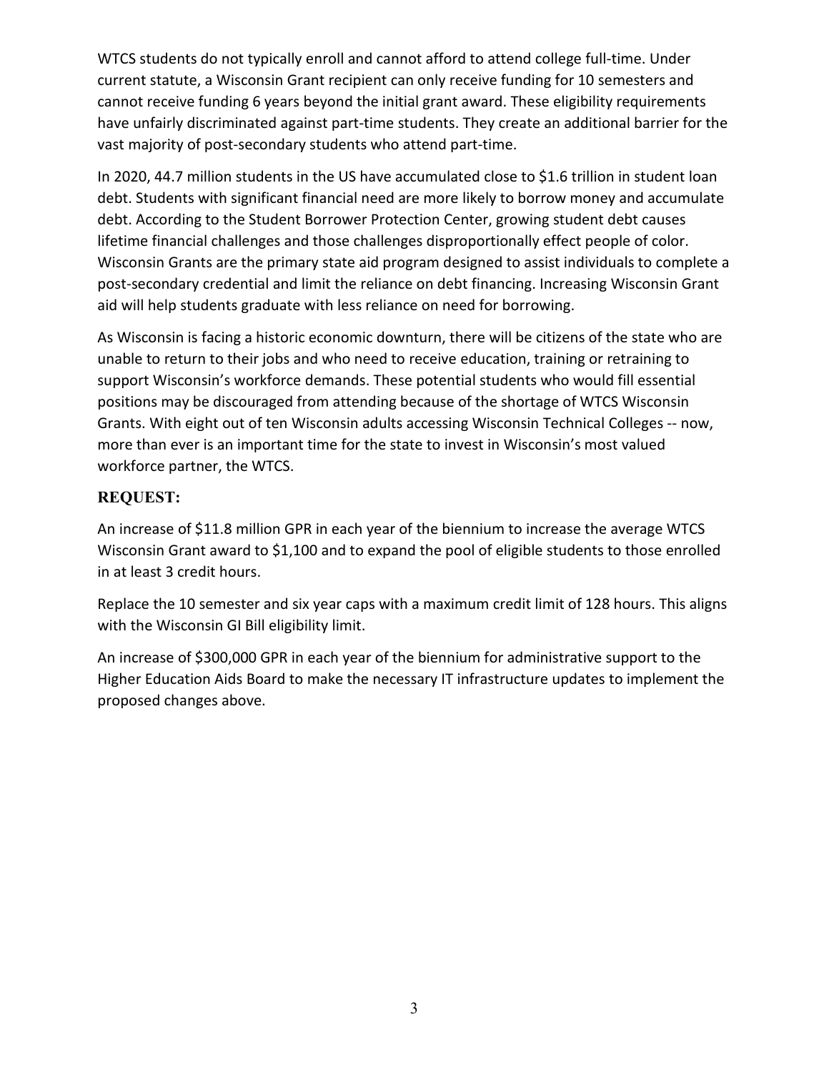WTCS students do not typically enroll and cannot afford to attend college full-time. Under current statute, a Wisconsin Grant recipient can only receive funding for 10 semesters and cannot receive funding 6 years beyond the initial grant award. These eligibility requirements have unfairly discriminated against part-time students. They create an additional barrier for the vast majority of post-secondary students who attend part-time.

In 2020, 44.7 million students in the US have accumulated close to $1.6 trillion in student loan debt. Students with significant financial need are more likely to borrow money and accumulate debt. According to the Student Borrower Protection Center, growing student debt causes lifetime financial challenges and those challenges disproportionally effect people of color. Wisconsin Grants are the primary state aid program designed to assist individuals to complete a post-secondary credential and limit the reliance on debt financing. Increasing Wisconsin Grant aid will help students graduate with less reliance on need for borrowing.

As Wisconsin is facing a historic economic downturn, there will be citizens of the state who are unable to return to their jobs and who need to receive education, training or retraining to support Wisconsin's workforce demands. These potential students who would fill essential positions may be discouraged from attending because of the shortage of WTCS Wisconsin Grants. With eight out of ten Wisconsin adults accessing Wisconsin Technical Colleges -- now, more than ever is an important time for the state to invest in Wisconsin's most valued workforce partner, the WTCS.

## REQUEST:

An increase of $11.8 million GPR in each year of the biennium to increase the average WTCS Wisconsin Grant award to $1,100 and to expand the pool of eligible students to those enrolled in at least 3 credit hours.

Replace the 10 semester and six year caps with a maximum credit limit of 128 hours. This aligns with the Wisconsin GI Bill eligibility limit.

An increase of $300,000 GPR in each year of the biennium for administrative support to the Higher Education Aids Board to make the necessary IT infrastructure updates to implement the proposed changes above.